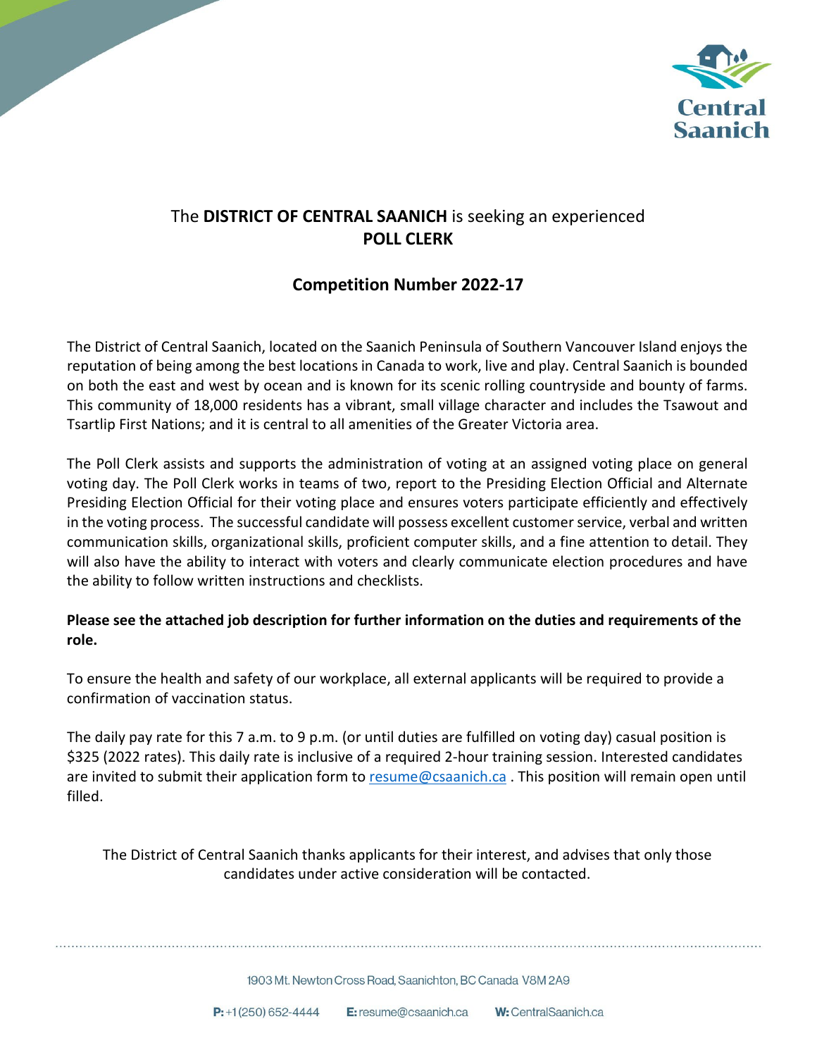The **DISTRICT OF CENTRAL SAANICH** is seeking an experienced
**POLL CLERK**

## Competition Number 2022-17

The District of Central Saanich, located on the Saanich Peninsula of Southern Vancouver Island enjoys the reputation of being among the best locations in Canada to work, live and play. Central Saanich is bounded on both the east and west by ocean and is known for its scenic rolling countryside and bounty of farms. This community of 18,000 residents has a vibrant, small village character and includes the Tsawout and Tsartlip First Nations; and it is central to all amenities of the Greater Victoria area.

The Poll Clerk assists and supports the administration of voting at an assigned voting place on general voting day. The Poll Clerk works in teams of two, report to the Presiding Election Official and Alternate Presiding Election Official for their voting place and ensures voters participate efficiently and effectively in the voting process. The successful candidate will possess excellent customer service, verbal and written communication skills, organizational skills, proficient computer skills, and a fine attention to detail. They will also have the ability to interact with voters and clearly communicate election procedures and have the ability to follow written instructions and checklists.

**Please see the attached job description for further information on the duties and requirements of the role.**

To ensure the health and safety of our workplace, all external applicants will be required to provide a confirmation of vaccination status.

The daily pay rate for this 7 a.m. to 9 p.m. (or until duties are fulfilled on voting day) casual position is $325 (2022 rates). This daily rate is inclusive of a required 2-hour training session. Interested candidates are invited to submit their application form to resume@csaanich.ca . This position will remain open until filled.

The District of Central Saanich thanks applicants for their interest, and advises that only those candidates under active consideration will be contacted.

1903 Mt. Newton Cross Road, Saanichton, BC Canada V8M 2A9

**P:** +1 (250) 652-4444 **E:** resume@csaanich.ca **W:** CentralSaanich.ca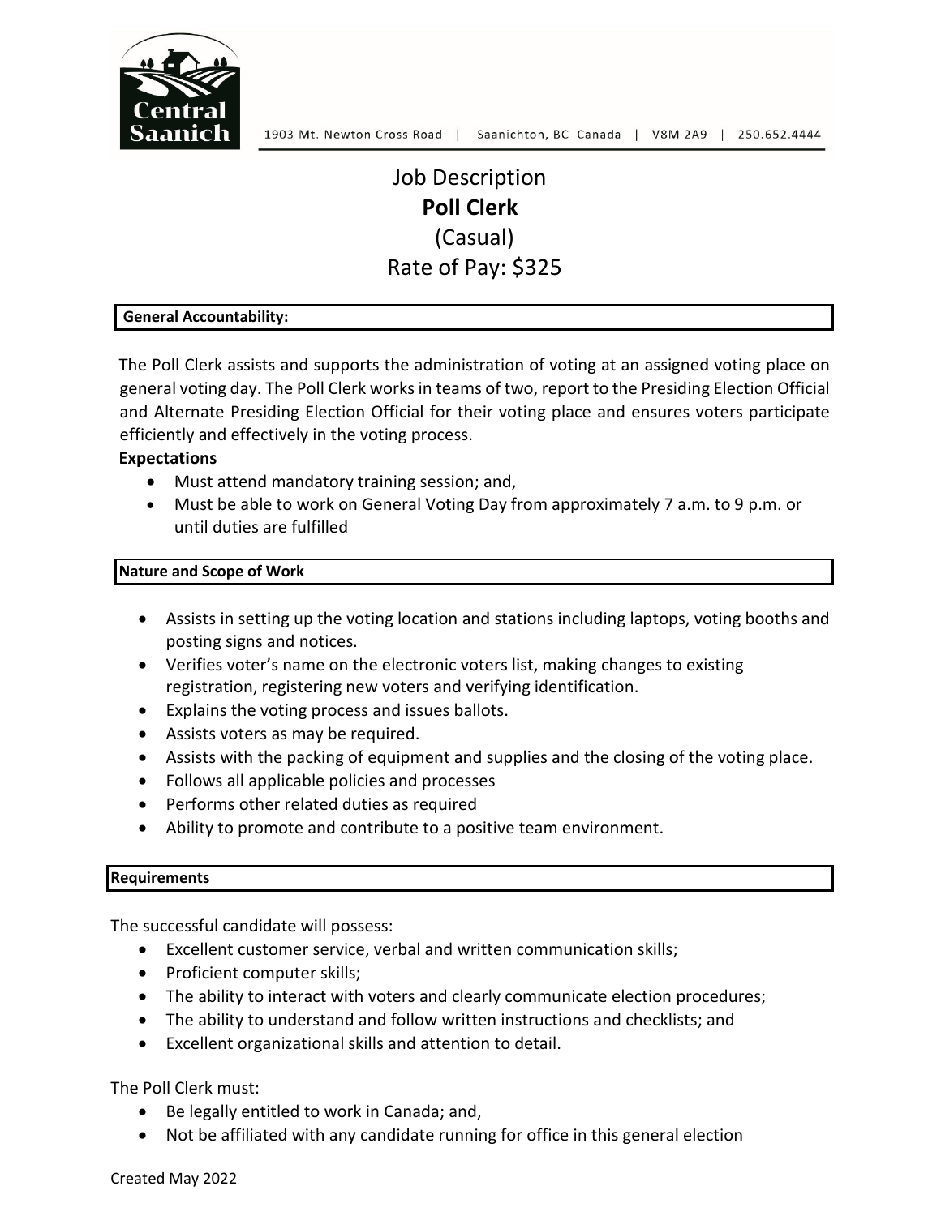1903 Mt. Newton Cross Road | Saanichton, BC Canada | V8M 2A9 | 250.652.4444

# Job Description
# **Poll Clerk**
## (Casual)
## Rate of Pay: $325

**General Accountability:**

The Poll Clerk assists and supports the administration of voting at an assigned voting place on general voting day. The Poll Clerk works in teams of two, report to the Presiding Election Official and Alternate Presiding Election Official for their voting place and ensures voters participate efficiently and effectively in the voting process.

**Expectations**

- Must attend mandatory training session; and,
- Must be able to work on General Voting Day from approximately 7 a.m. to 9 p.m. or until duties are fulfilled

**Nature and Scope of Work**

- Assists in setting up the voting location and stations including laptops, voting booths and posting signs and notices.
- Verifies voter's name on the electronic voters list, making changes to existing registration, registering new voters and verifying identification.
- Explains the voting process and issues ballots.
- Assists voters as may be required.
- Assists with the packing of equipment and supplies and the closing of the voting place.
- Follows all applicable policies and processes
- Performs other related duties as required
- Ability to promote and contribute to a positive team environment.

**Requirements**

The successful candidate will possess:

- Excellent customer service, verbal and written communication skills;
- Proficient computer skills;
- The ability to interact with voters and clearly communicate election procedures;
- The ability to understand and follow written instructions and checklists; and
- Excellent organizational skills and attention to detail.

The Poll Clerk must:

- Be legally entitled to work in Canada; and,
- Not be affiliated with any candidate running for office in this general election

Created May 2022